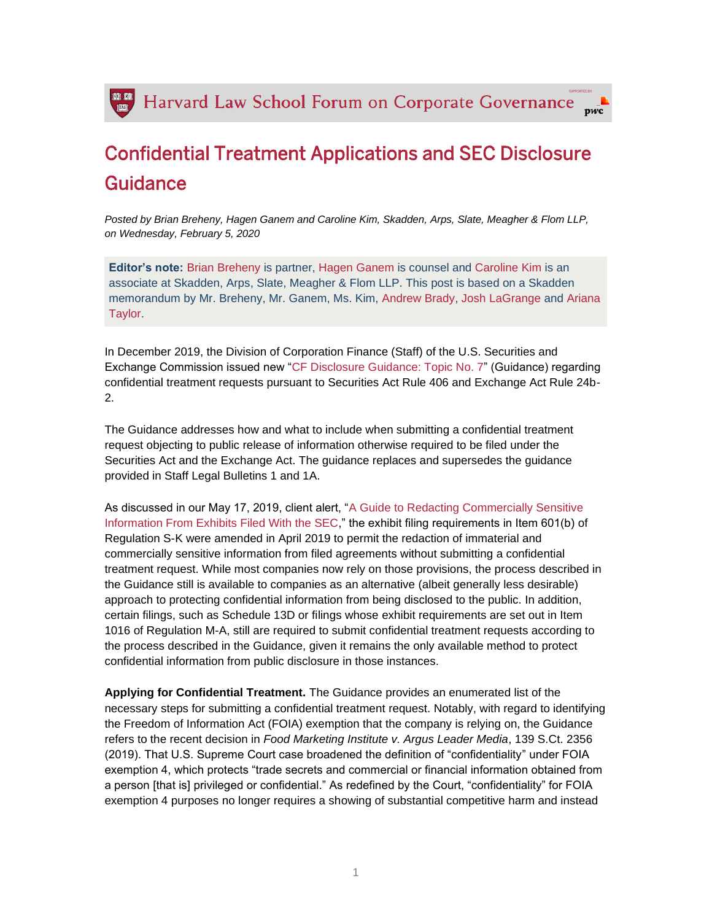Harvard Law School Forum on Corporate Governance

# Confidential Treatment Applications and SEC Disclosure Guidance

*Posted by Brian Breheny, Hagen Ganem and Caroline Kim, Skadden, Arps, Slate, Meagher & Flom LLP, on Wednesday, February 5, 2020*

**Editor's note:** Brian Breheny is partner, Hagen Ganem is counsel and Caroline Kim is an associate at Skadden, Arps, Slate, Meagher & Flom LLP. This post is based on a Skadden memorandum by Mr. Breheny, Mr. Ganem, Ms. Kim, Andrew Brady, Josh LaGrange and Ariana Taylor.

In December 2019, the Division of Corporation Finance (Staff) of the U.S. Securities and Exchange Commission issued new "CF Disclosure Guidance: Topic No. 7" (Guidance) regarding confidential treatment requests pursuant to Securities Act Rule 406 and Exchange Act Rule 24b-2.

The Guidance addresses how and what to include when submitting a confidential treatment request objecting to public release of information otherwise required to be filed under the Securities Act and the Exchange Act. The guidance replaces and supersedes the guidance provided in Staff Legal Bulletins 1 and 1A.

As discussed in our May 17, 2019, client alert, "A Guide to Redacting Commercially Sensitive Information From Exhibits Filed With the SEC," the exhibit filing requirements in Item 601(b) of Regulation S-K were amended in April 2019 to permit the redaction of immaterial and commercially sensitive information from filed agreements without submitting a confidential treatment request. While most companies now rely on those provisions, the process described in the Guidance still is available to companies as an alternative (albeit generally less desirable) approach to protecting confidential information from being disclosed to the public. In addition, certain filings, such as Schedule 13D or filings whose exhibit requirements are set out in Item 1016 of Regulation M-A, still are required to submit confidential treatment requests according to the process described in the Guidance, given it remains the only available method to protect confidential information from public disclosure in those instances.

**Applying for Confidential Treatment.** The Guidance provides an enumerated list of the necessary steps for submitting a confidential treatment request. Notably, with regard to identifying the Freedom of Information Act (FOIA) exemption that the company is relying on, the Guidance refers to the recent decision in *Food Marketing Institute v. Argus Leader Media*, 139 S.Ct. 2356 (2019). That U.S. Supreme Court case broadened the definition of "confidentiality" under FOIA exemption 4, which protects "trade secrets and commercial or financial information obtained from a person [that is] privileged or confidential." As redefined by the Court, "confidentiality" for FOIA exemption 4 purposes no longer requires a showing of substantial competitive harm and instead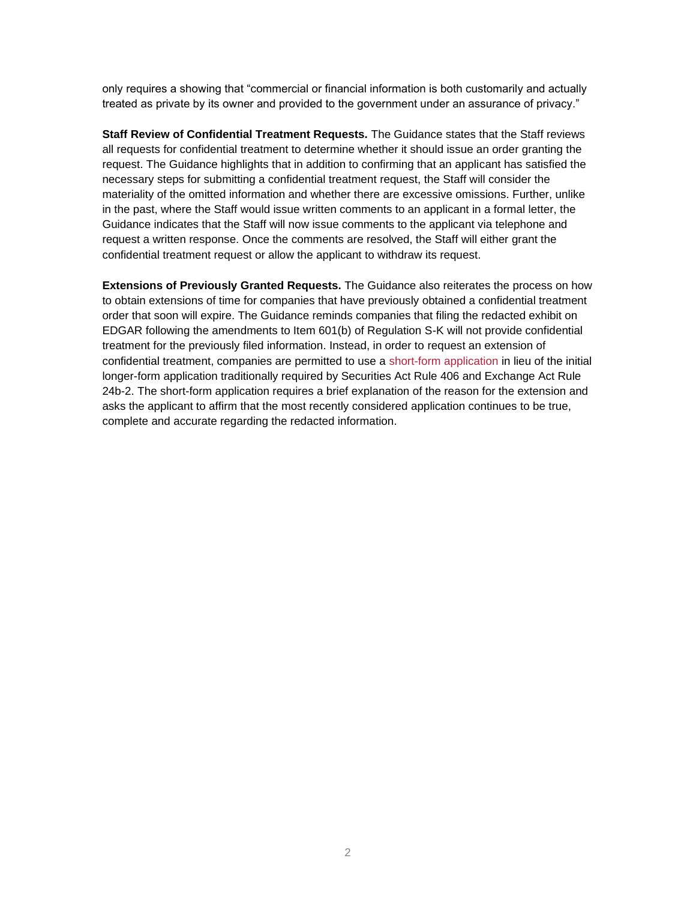only requires a showing that "commercial or financial information is both customarily and actually treated as private by its owner and provided to the government under an assurance of privacy."

**Staff Review of Confidential Treatment Requests.** The Guidance states that the Staff reviews all requests for confidential treatment to determine whether it should issue an order granting the request. The Guidance highlights that in addition to confirming that an applicant has satisfied the necessary steps for submitting a confidential treatment request, the Staff will consider the materiality of the omitted information and whether there are excessive omissions. Further, unlike in the past, where the Staff would issue written comments to an applicant in a formal letter, the Guidance indicates that the Staff will now issue comments to the applicant via telephone and request a written response. Once the comments are resolved, the Staff will either grant the confidential treatment request or allow the applicant to withdraw its request.

**Extensions of Previously Granted Requests.** The Guidance also reiterates the process on how to obtain extensions of time for companies that have previously obtained a confidential treatment order that soon will expire. The Guidance reminds companies that filing the redacted exhibit on EDGAR following the amendments to Item 601(b) of Regulation S-K will not provide confidential treatment for the previously filed information. Instead, in order to request an extension of confidential treatment, companies are permitted to use a short-form application in lieu of the initial longer-form application traditionally required by Securities Act Rule 406 and Exchange Act Rule 24b-2. The short-form application requires a brief explanation of the reason for the extension and asks the applicant to affirm that the most recently considered application continues to be true, complete and accurate regarding the redacted information.